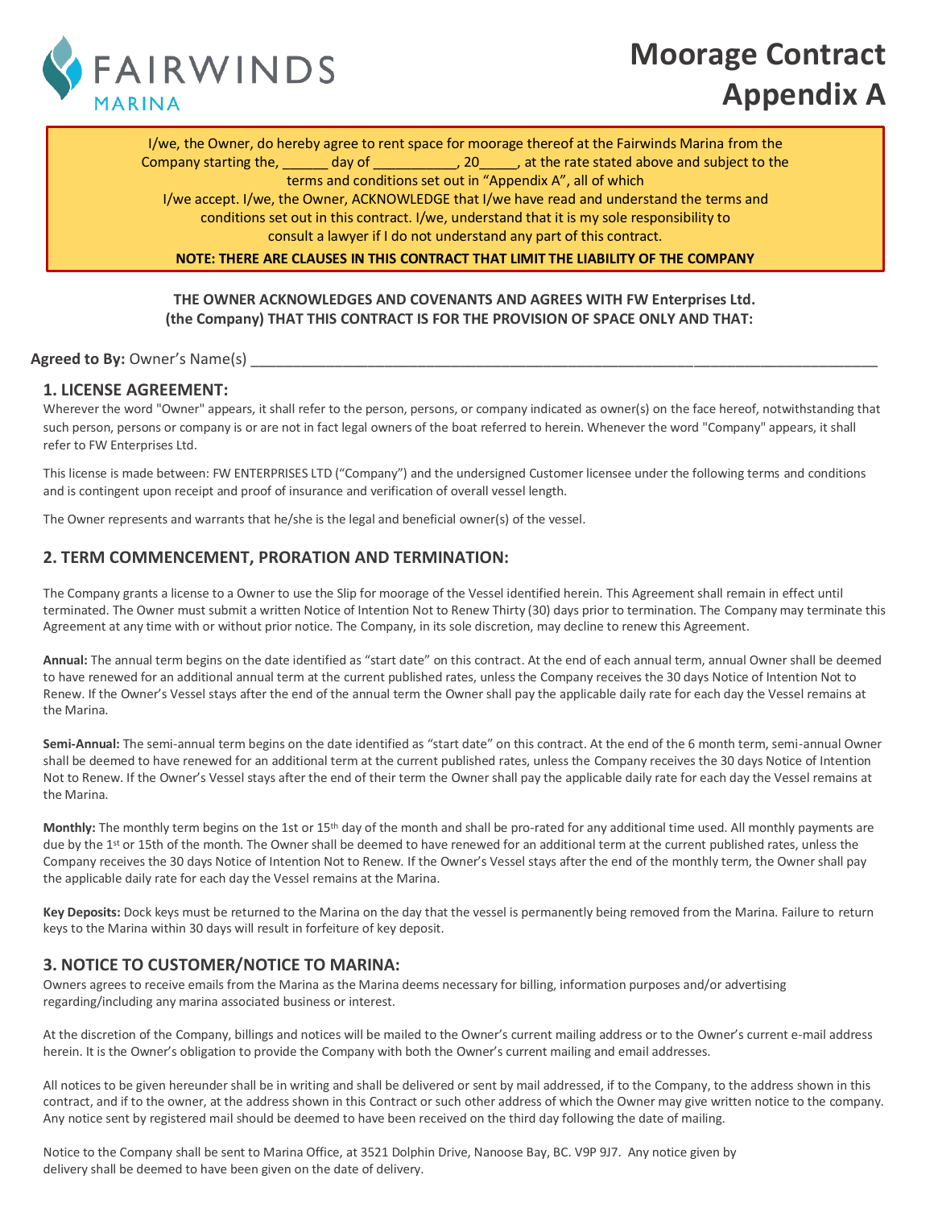FAIRWINDS MARINA

# Moorage Contract Appendix A

I/we, the Owner, do hereby agree to rent space for moorage thereof at the Fairwinds Marina from the Company starting the, ______ day of ___________, 20_____, at the rate stated above and subject to the terms and conditions set out in "Appendix A", all of which I/we accept. I/we, the Owner, ACKNOWLEDGE that I/we have read and understand the terms and conditions set out in this contract. I/we, understand that it is my sole responsibility to consult a lawyer if I do not understand any part of this contract.

**NOTE: THERE ARE CLAUSES IN THIS CONTRACT THAT LIMIT THE LIABILITY OF THE COMPANY**

**THE OWNER ACKNOWLEDGES AND COVENANTS AND AGREES WITH FW Enterprises Ltd. (the Company) THAT THIS CONTRACT IS FOR THE PROVISION OF SPACE ONLY AND THAT:**

**Agreed to By:** Owner's Name(s) ________________________________________________________________________________

## 1. LICENSE AGREEMENT:

Wherever the word "Owner" appears, it shall refer to the person, persons, or company indicated as owner(s) on the face hereof, notwithstanding that such person, persons or company is or are not in fact legal owners of the boat referred to herein. Whenever the word "Company" appears, it shall refer to FW Enterprises Ltd.

This license is made between: FW ENTERPRISES LTD ("Company") and the undersigned Customer licensee under the following terms and conditions and is contingent upon receipt and proof of insurance and verification of overall vessel length.

The Owner represents and warrants that he/she is the legal and beneficial owner(s) of the vessel.

## 2. TERM COMMENCEMENT, PRORATION AND TERMINATION:

The Company grants a license to a Owner to use the Slip for moorage of the Vessel identified herein. This Agreement shall remain in effect until terminated. The Owner must submit a written Notice of Intention Not to Renew Thirty (30) days prior to termination. The Company may terminate this Agreement at any time with or without prior notice. The Company, in its sole discretion, may decline to renew this Agreement.

**Annual:** The annual term begins on the date identified as "start date" on this contract. At the end of each annual term, annual Owner shall be deemed to have renewed for an additional annual term at the current published rates, unless the Company receives the 30 days Notice of Intention Not to Renew. If the Owner's Vessel stays after the end of the annual term the Owner shall pay the applicable daily rate for each day the Vessel remains at the Marina.

**Semi-Annual:** The semi-annual term begins on the date identified as "start date" on this contract. At the end of the 6 month term, semi-annual Owner shall be deemed to have renewed for an additional term at the current published rates, unless the Company receives the 30 days Notice of Intention Not to Renew. If the Owner's Vessel stays after the end of their term the Owner shall pay the applicable daily rate for each day the Vessel remains at the Marina.

**Monthly:** The monthly term begins on the 1st or 15th day of the month and shall be pro-rated for any additional time used. All monthly payments are due by the 1st or 15th of the month. The Owner shall be deemed to have renewed for an additional term at the current published rates, unless the Company receives the 30 days Notice of Intention Not to Renew. If the Owner's Vessel stays after the end of the monthly term, the Owner shall pay the applicable daily rate for each day the Vessel remains at the Marina.

**Key Deposits:** Dock keys must be returned to the Marina on the day that the vessel is permanently being removed from the Marina. Failure to return keys to the Marina within 30 days will result in forfeiture of key deposit.

## 3. NOTICE TO CUSTOMER/NOTICE TO MARINA:

Owners agrees to receive emails from the Marina as the Marina deems necessary for billing, information purposes and/or advertising regarding/including any marina associated business or interest.

At the discretion of the Company, billings and notices will be mailed to the Owner's current mailing address or to the Owner's current e-mail address herein. It is the Owner's obligation to provide the Company with both the Owner's current mailing and email addresses.

All notices to be given hereunder shall be in writing and shall be delivered or sent by mail addressed, if to the Company, to the address shown in this contract, and if to the owner, at the address shown in this Contract or such other address of which the Owner may give written notice to the company. Any notice sent by registered mail should be deemed to have been received on the third day following the date of mailing.

Notice to the Company shall be sent to Marina Office, at 3521 Dolphin Drive, Nanoose Bay, BC. V9P 9J7. Any notice given by delivery shall be deemed to have been given on the date of delivery.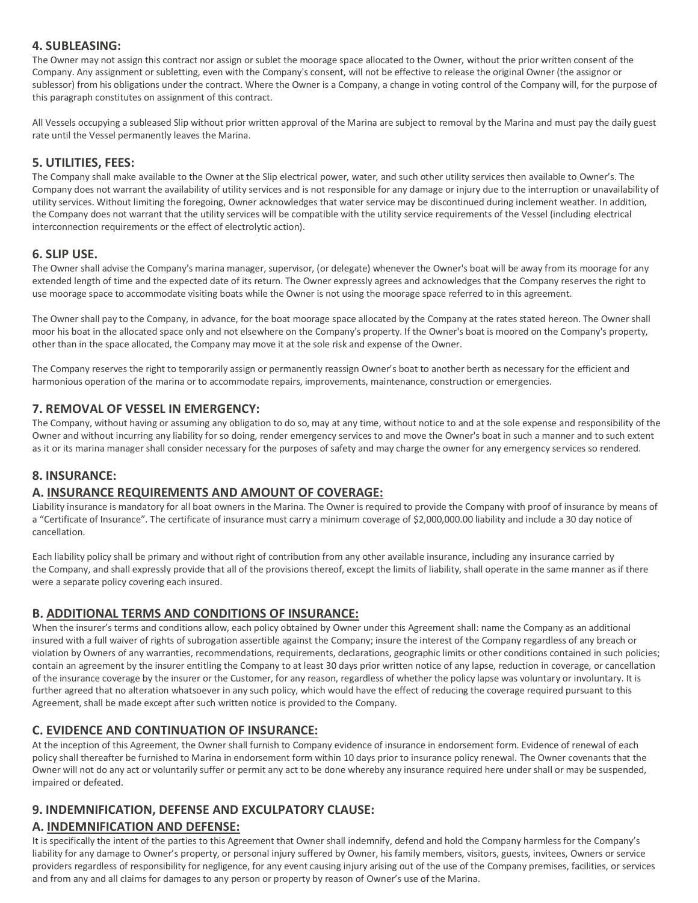## 4. SUBLEASING:

The Owner may not assign this contract nor assign or sublet the moorage space allocated to the Owner, without the prior written consent of the Company. Any assignment or subletting, even with the Company's consent, will not be effective to release the original Owner (the assignor or sublessor) from his obligations under the contract. Where the Owner is a Company, a change in voting control of the Company will, for the purpose of this paragraph constitutes on assignment of this contract.

All Vessels occupying a subleased Slip without prior written approval of the Marina are subject to removal by the Marina and must pay the daily guest rate until the Vessel permanently leaves the Marina.

## 5. UTILITIES, FEES:

The Company shall make available to the Owner at the Slip electrical power, water, and such other utility services then available to Owner's. The Company does not warrant the availability of utility services and is not responsible for any damage or injury due to the interruption or unavailability of utility services. Without limiting the foregoing, Owner acknowledges that water service may be discontinued during inclement weather. In addition, the Company does not warrant that the utility services will be compatible with the utility service requirements of the Vessel (including electrical interconnection requirements or the effect of electrolytic action).

## 6. SLIP USE.

The Owner shall advise the Company's marina manager, supervisor, (or delegate) whenever the Owner's boat will be away from its moorage for any extended length of time and the expected date of its return. The Owner expressly agrees and acknowledges that the Company reserves the right to use moorage space to accommodate visiting boats while the Owner is not using the moorage space referred to in this agreement.

The Owner shall pay to the Company, in advance, for the boat moorage space allocated by the Company at the rates stated hereon. The Owner shall moor his boat in the allocated space only and not elsewhere on the Company's property. If the Owner's boat is moored on the Company's property, other than in the space allocated, the Company may move it at the sole risk and expense of the Owner.

The Company reserves the right to temporarily assign or permanently reassign Owner's boat to another berth as necessary for the efficient and harmonious operation of the marina or to accommodate repairs, improvements, maintenance, construction or emergencies.

## 7. REMOVAL OF VESSEL IN EMERGENCY:

The Company, without having or assuming any obligation to do so, may at any time, without notice to and at the sole expense and responsibility of the Owner and without incurring any liability for so doing, render emergency services to and move the Owner's boat in such a manner and to such extent as it or its marina manager shall consider necessary for the purposes of safety and may charge the owner for any emergency services so rendered.

## 8. INSURANCE:

### A. INSURANCE REQUIREMENTS AND AMOUNT OF COVERAGE:

Liability insurance is mandatory for all boat owners in the Marina. The Owner is required to provide the Company with proof of insurance by means of a "Certificate of Insurance". The certificate of insurance must carry a minimum coverage of $2,000,000.00 liability and include a 30 day notice of cancellation.

Each liability policy shall be primary and without right of contribution from any other available insurance, including any insurance carried by the Company, and shall expressly provide that all of the provisions thereof, except the limits of liability, shall operate in the same manner as if there were a separate policy covering each insured.

### B. ADDITIONAL TERMS AND CONDITIONS OF INSURANCE:

When the insurer's terms and conditions allow, each policy obtained by Owner under this Agreement shall: name the Company as an additional insured with a full waiver of rights of subrogation assertible against the Company; insure the interest of the Company regardless of any breach or violation by Owners of any warranties, recommendations, requirements, declarations, geographic limits or other conditions contained in such policies; contain an agreement by the insurer entitling the Company to at least 30 days prior written notice of any lapse, reduction in coverage, or cancellation of the insurance coverage by the insurer or the Customer, for any reason, regardless of whether the policy lapse was voluntary or involuntary. It is further agreed that no alteration whatsoever in any such policy, which would have the effect of reducing the coverage required pursuant to this Agreement, shall be made except after such written notice is provided to the Company.

### C. EVIDENCE AND CONTINUATION OF INSURANCE:

At the inception of this Agreement, the Owner shall furnish to Company evidence of insurance in endorsement form. Evidence of renewal of each policy shall thereafter be furnished to Marina in endorsement form within 10 days prior to insurance policy renewal. The Owner covenants that the Owner will not do any act or voluntarily suffer or permit any act to be done whereby any insurance required here under shall or may be suspended, impaired or defeated.

## 9. INDEMNIFICATION, DEFENSE AND EXCULPATORY CLAUSE:

### A. INDEMNIFICATION AND DEFENSE:

It is specifically the intent of the parties to this Agreement that Owner shall indemnify, defend and hold the Company harmless for the Company's liability for any damage to Owner's property, or personal injury suffered by Owner, his family members, visitors, guests, invitees, Owners or service providers regardless of responsibility for negligence, for any event causing injury arising out of the use of the Company premises, facilities, or services and from any and all claims for damages to any person or property by reason of Owner's use of the Marina.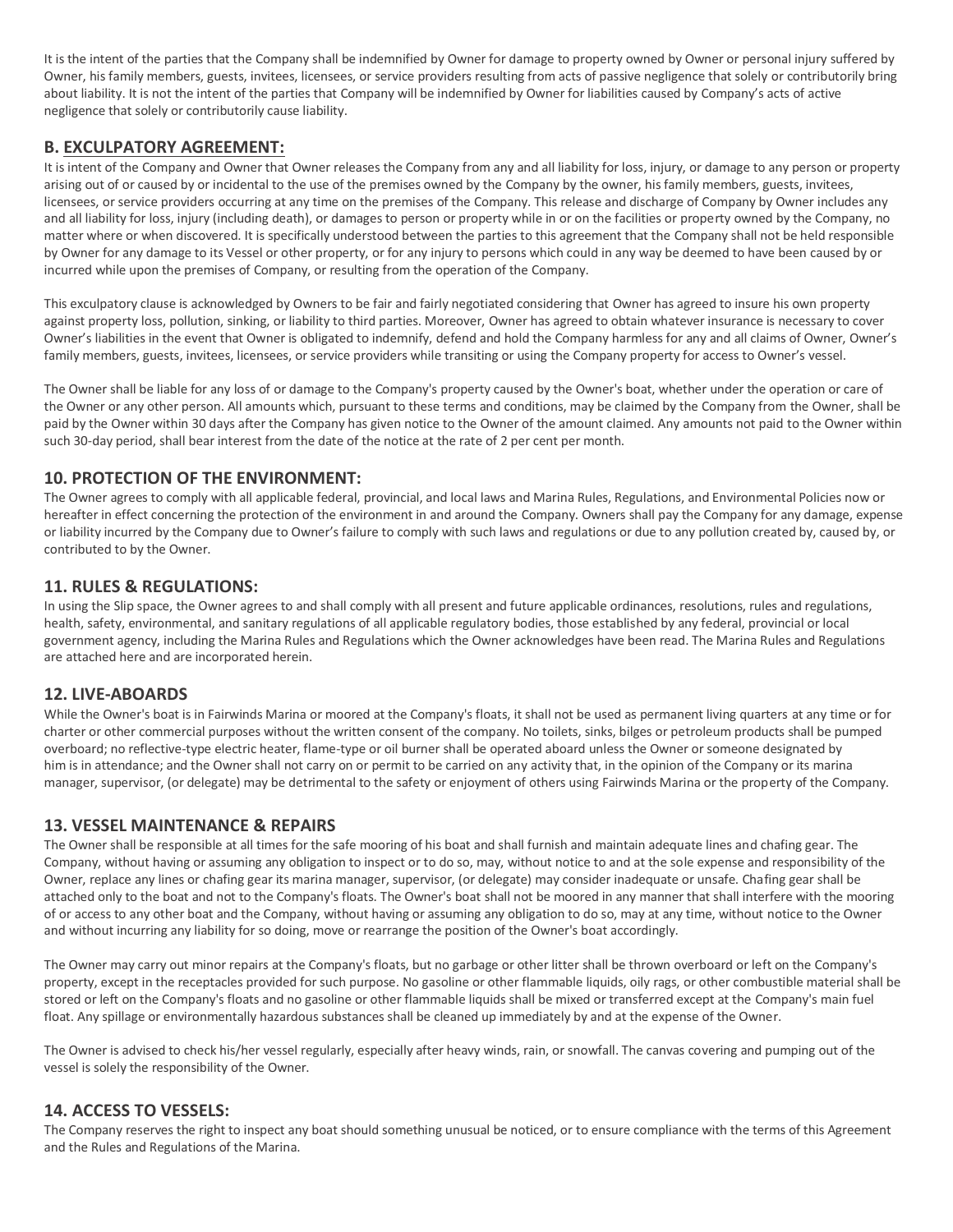It is the intent of the parties that the Company shall be indemnified by Owner for damage to property owned by Owner or personal injury suffered by Owner, his family members, guests, invitees, licensees, or service providers resulting from acts of passive negligence that solely or contributorily bring about liability. It is not the intent of the parties that Company will be indemnified by Owner for liabilities caused by Company's acts of active negligence that solely or contributorily cause liability.

## B. EXCULPATORY AGREEMENT:

It is intent of the Company and Owner that Owner releases the Company from any and all liability for loss, injury, or damage to any person or property arising out of or caused by or incidental to the use of the premises owned by the Company by the owner, his family members, guests, invitees, licensees, or service providers occurring at any time on the premises of the Company. This release and discharge of Company by Owner includes any and all liability for loss, injury (including death), or damages to person or property while in or on the facilities or property owned by the Company, no matter where or when discovered. It is specifically understood between the parties to this agreement that the Company shall not be held responsible by Owner for any damage to its Vessel or other property, or for any injury to persons which could in any way be deemed to have been caused by or incurred while upon the premises of Company, or resulting from the operation of the Company.

This exculpatory clause is acknowledged by Owners to be fair and fairly negotiated considering that Owner has agreed to insure his own property against property loss, pollution, sinking, or liability to third parties. Moreover, Owner has agreed to obtain whatever insurance is necessary to cover Owner's liabilities in the event that Owner is obligated to indemnify, defend and hold the Company harmless for any and all claims of Owner, Owner's family members, guests, invitees, licensees, or service providers while transiting or using the Company property for access to Owner's vessel.

The Owner shall be liable for any loss of or damage to the Company's property caused by the Owner's boat, whether under the operation or care of the Owner or any other person. All amounts which, pursuant to these terms and conditions, may be claimed by the Company from the Owner, shall be paid by the Owner within 30 days after the Company has given notice to the Owner of the amount claimed. Any amounts not paid to the Owner within such 30-day period, shall bear interest from the date of the notice at the rate of 2 per cent per month.

## 10. PROTECTION OF THE ENVIRONMENT:

The Owner agrees to comply with all applicable federal, provincial, and local laws and Marina Rules, Regulations, and Environmental Policies now or hereafter in effect concerning the protection of the environment in and around the Company. Owners shall pay the Company for any damage, expense or liability incurred by the Company due to Owner's failure to comply with such laws and regulations or due to any pollution created by, caused by, or contributed to by the Owner.

## 11. RULES & REGULATIONS:

In using the Slip space, the Owner agrees to and shall comply with all present and future applicable ordinances, resolutions, rules and regulations, health, safety, environmental, and sanitary regulations of all applicable regulatory bodies, those established by any federal, provincial or local government agency, including the Marina Rules and Regulations which the Owner acknowledges have been read. The Marina Rules and Regulations are attached here and are incorporated herein.

## 12. LIVE-ABOARDS

While the Owner's boat is in Fairwinds Marina or moored at the Company's floats, it shall not be used as permanent living quarters at any time or for charter or other commercial purposes without the written consent of the company. No toilets, sinks, bilges or petroleum products shall be pumped overboard; no reflective-type electric heater, flame-type or oil burner shall be operated aboard unless the Owner or someone designated by him is in attendance; and the Owner shall not carry on or permit to be carried on any activity that, in the opinion of the Company or its marina manager, supervisor, (or delegate) may be detrimental to the safety or enjoyment of others using Fairwinds Marina or the property of the Company.

## 13. VESSEL MAINTENANCE & REPAIRS

The Owner shall be responsible at all times for the safe mooring of his boat and shall furnish and maintain adequate lines and chafing gear. The Company, without having or assuming any obligation to inspect or to do so, may, without notice to and at the sole expense and responsibility of the Owner, replace any lines or chafing gear its marina manager, supervisor, (or delegate) may consider inadequate or unsafe. Chafing gear shall be attached only to the boat and not to the Company's floats. The Owner's boat shall not be moored in any manner that shall interfere with the mooring of or access to any other boat and the Company, without having or assuming any obligation to do so, may at any time, without notice to the Owner and without incurring any liability for so doing, move or rearrange the position of the Owner's boat accordingly.

The Owner may carry out minor repairs at the Company's floats, but no garbage or other litter shall be thrown overboard or left on the Company's property, except in the receptacles provided for such purpose. No gasoline or other flammable liquids, oily rags, or other combustible material shall be stored or left on the Company's floats and no gasoline or other flammable liquids shall be mixed or transferred except at the Company's main fuel float. Any spillage or environmentally hazardous substances shall be cleaned up immediately by and at the expense of the Owner.

The Owner is advised to check his/her vessel regularly, especially after heavy winds, rain, or snowfall. The canvas covering and pumping out of the vessel is solely the responsibility of the Owner.

## 14. ACCESS TO VESSELS:

The Company reserves the right to inspect any boat should something unusual be noticed, or to ensure compliance with the terms of this Agreement and the Rules and Regulations of the Marina.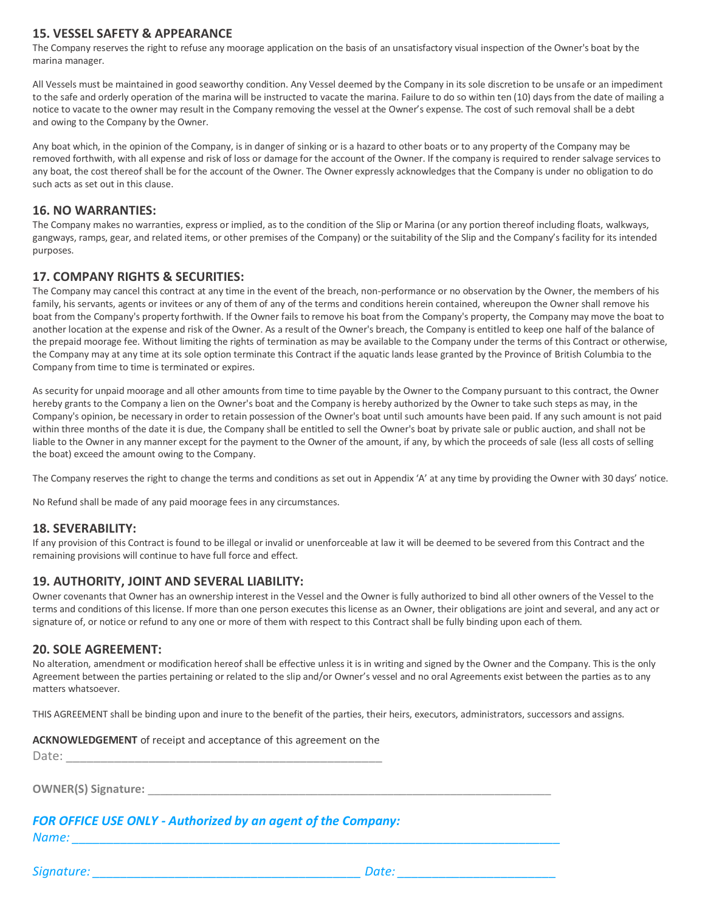## 15. VESSEL SAFETY & APPEARANCE

The Company reserves the right to refuse any moorage application on the basis of an unsatisfactory visual inspection of the Owner's boat by the marina manager.

All Vessels must be maintained in good seaworthy condition. Any Vessel deemed by the Company in its sole discretion to be unsafe or an impediment to the safe and orderly operation of the marina will be instructed to vacate the marina. Failure to do so within ten (10) days from the date of mailing a notice to vacate to the owner may result in the Company removing the vessel at the Owner's expense. The cost of such removal shall be a debt and owing to the Company by the Owner.

Any boat which, in the opinion of the Company, is in danger of sinking or is a hazard to other boats or to any property of the Company may be removed forthwith, with all expense and risk of loss or damage for the account of the Owner. If the company is required to render salvage services to any boat, the cost thereof shall be for the account of the Owner. The Owner expressly acknowledges that the Company is under no obligation to do such acts as set out in this clause.

## 16. NO WARRANTIES:

The Company makes no warranties, express or implied, as to the condition of the Slip or Marina (or any portion thereof including floats, walkways, gangways, ramps, gear, and related items, or other premises of the Company) or the suitability of the Slip and the Company's facility for its intended purposes.

## 17. COMPANY RIGHTS & SECURITIES:

The Company may cancel this contract at any time in the event of the breach, non-performance or no observation by the Owner, the members of his family, his servants, agents or invitees or any of them of any of the terms and conditions herein contained, whereupon the Owner shall remove his boat from the Company's property forthwith. If the Owner fails to remove his boat from the Company's property, the Company may move the boat to another location at the expense and risk of the Owner. As a result of the Owner's breach, the Company is entitled to keep one half of the balance of the prepaid moorage fee. Without limiting the rights of termination as may be available to the Company under the terms of this Contract or otherwise, the Company may at any time at its sole option terminate this Contract if the aquatic lands lease granted by the Province of British Columbia to the Company from time to time is terminated or expires.

As security for unpaid moorage and all other amounts from time to time payable by the Owner to the Company pursuant to this contract, the Owner hereby grants to the Company a lien on the Owner's boat and the Company is hereby authorized by the Owner to take such steps as may, in the Company's opinion, be necessary in order to retain possession of the Owner's boat until such amounts have been paid. If any such amount is not paid within three months of the date it is due, the Company shall be entitled to sell the Owner's boat by private sale or public auction, and shall not be liable to the Owner in any manner except for the payment to the Owner of the amount, if any, by which the proceeds of sale (less all costs of selling the boat) exceed the amount owing to the Company.

The Company reserves the right to change the terms and conditions as set out in Appendix 'A' at any time by providing the Owner with 30 days' notice.

No Refund shall be made of any paid moorage fees in any circumstances.

## 18. SEVERABILITY:

If any provision of this Contract is found to be illegal or invalid or unenforceable at law it will be deemed to be severed from this Contract and the remaining provisions will continue to have full force and effect.

## 19. AUTHORITY, JOINT AND SEVERAL LIABILITY:

Owner covenants that Owner has an ownership interest in the Vessel and the Owner is fully authorized to bind all other owners of the Vessel to the terms and conditions of this license. If more than one person executes this license as an Owner, their obligations are joint and several, and any act or signature of, or notice or refund to any one or more of them with respect to this Contract shall be fully binding upon each of them.

## 20. SOLE AGREEMENT:

No alteration, amendment or modification hereof shall be effective unless it is in writing and signed by the Owner and the Company. This is the only Agreement between the parties pertaining or related to the slip and/or Owner's vessel and no oral Agreements exist between the parties as to any matters whatsoever.

THIS AGREEMENT shall be binding upon and inure to the benefit of the parties, their heirs, executors, administrators, successors and assigns.

**ACKNOWLEDGEMENT** of receipt and acceptance of this agreement on the

Date: ____________________________________________________

**OWNER(S) Signature:** ____________________________________________________________________

***FOR OFFICE USE ONLY - Authorized by an agent of the Company:***

*Name:* ________________________________________________________________________________

*Signature:* ____________________________________________ *Date:* __________________________